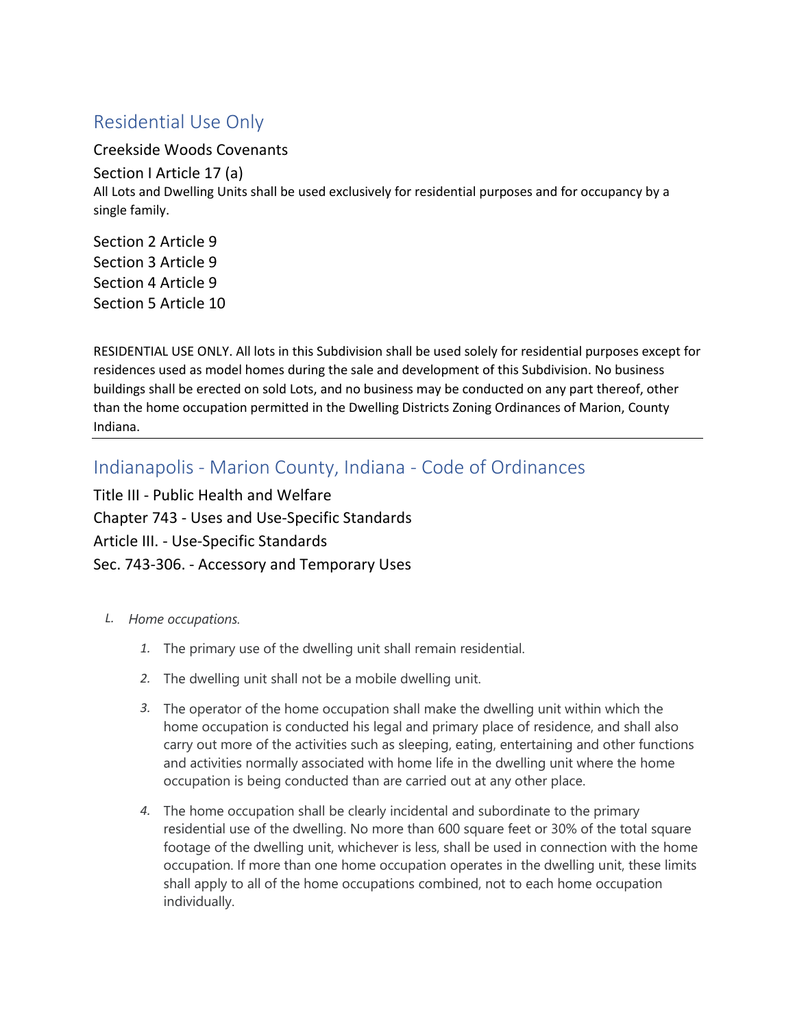## Residential Use Only

Creekside Woods Covenants

Section I Article 17 (a)

All Lots and Dwelling Units shall be used exclusively for residential purposes and for occupancy by a single family.

Section 2 Article 9
Section 3 Article 9
Section 4 Article 9
Section 5 Article 10

RESIDENTIAL USE ONLY. All lots in this Subdivision shall be used solely for residential purposes except for residences used as model homes during the sale and development of this Subdivision. No business buildings shall be erected on sold Lots, and no business may be conducted on any part thereof, other than the home occupation permitted in the Dwelling Districts Zoning Ordinances of Marion, County Indiana.

---

## Indianapolis - Marion County, Indiana - Code of Ordinances

Title III - Public Health and Welfare

Chapter 743 - Uses and Use-Specific Standards

Article III. - Use-Specific Standards

Sec. 743-306. - Accessory and Temporary Uses

L. *Home occupations.*

1. The primary use of the dwelling unit shall remain residential.
2. The dwelling unit shall not be a mobile dwelling unit.
3. The operator of the home occupation shall make the dwelling unit within which the home occupation is conducted his legal and primary place of residence, and shall also carry out more of the activities such as sleeping, eating, entertaining and other functions and activities normally associated with home life in the dwelling unit where the home occupation is being conducted than are carried out at any other place.
4. The home occupation shall be clearly incidental and subordinate to the primary residential use of the dwelling. No more than 600 square feet or 30% of the total square footage of the dwelling unit, whichever is less, shall be used in connection with the home occupation. If more than one home occupation operates in the dwelling unit, these limits shall apply to all of the home occupations combined, not to each home occupation individually.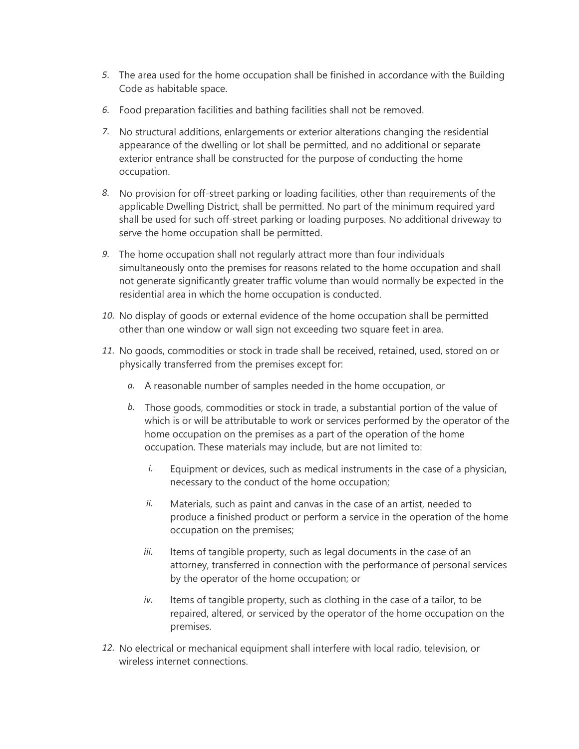5. The area used for the home occupation shall be finished in accordance with the Building Code as habitable space.

6. Food preparation facilities and bathing facilities shall not be removed.

7. No structural additions, enlargements or exterior alterations changing the residential appearance of the dwelling or lot shall be permitted, and no additional or separate exterior entrance shall be constructed for the purpose of conducting the home occupation.

8. No provision for off-street parking or loading facilities, other than requirements of the applicable Dwelling District, shall be permitted. No part of the minimum required yard shall be used for such off-street parking or loading purposes. No additional driveway to serve the home occupation shall be permitted.

9. The home occupation shall not regularly attract more than four individuals simultaneously onto the premises for reasons related to the home occupation and shall not generate significantly greater traffic volume than would normally be expected in the residential area in which the home occupation is conducted.

10. No display of goods or external evidence of the home occupation shall be permitted other than one window or wall sign not exceeding two square feet in area.

11. No goods, commodities or stock in trade shall be received, retained, used, stored on or physically transferred from the premises except for:

    a. A reasonable number of samples needed in the home occupation, or

    b. Those goods, commodities or stock in trade, a substantial portion of the value of which is or will be attributable to work or services performed by the operator of the home occupation on the premises as a part of the operation of the home occupation. These materials may include, but are not limited to:

        i. Equipment or devices, such as medical instruments in the case of a physician, necessary to the conduct of the home occupation;

        ii. Materials, such as paint and canvas in the case of an artist, needed to produce a finished product or perform a service in the operation of the home occupation on the premises;

        iii. Items of tangible property, such as legal documents in the case of an attorney, transferred in connection with the performance of personal services by the operator of the home occupation; or

        iv. Items of tangible property, such as clothing in the case of a tailor, to be repaired, altered, or serviced by the operator of the home occupation on the premises.

12. No electrical or mechanical equipment shall interfere with local radio, television, or wireless internet connections.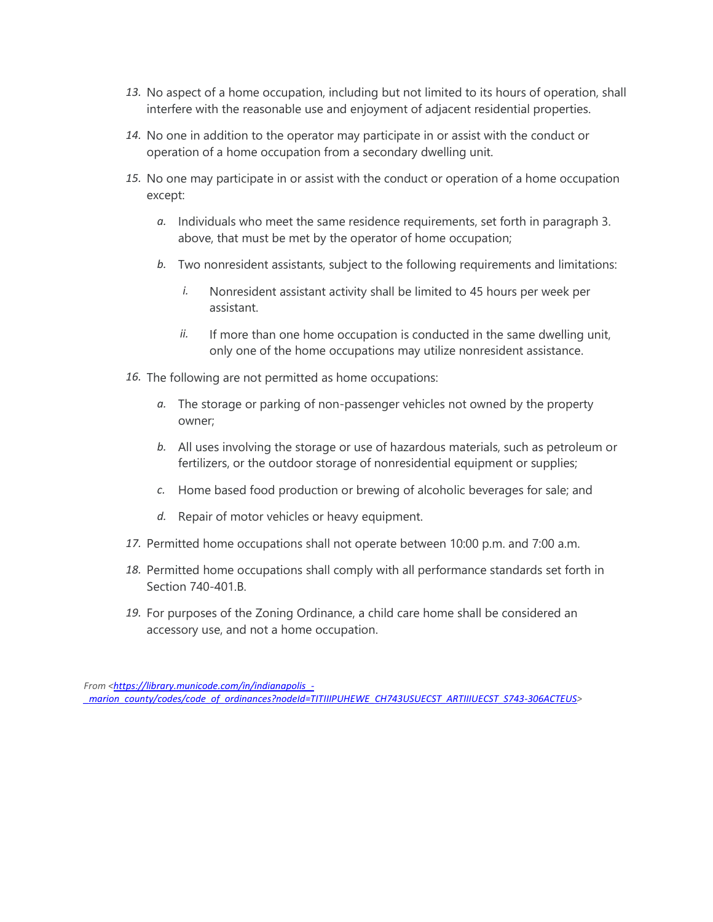13. No aspect of a home occupation, including but not limited to its hours of operation, shall interfere with the reasonable use and enjoyment of adjacent residential properties.

14. No one in addition to the operator may participate in or assist with the conduct or operation of a home occupation from a secondary dwelling unit.

15. No one may participate in or assist with the conduct or operation of a home occupation except:

    a. Individuals who meet the same residence requirements, set forth in paragraph 3. above, that must be met by the operator of home occupation;

    b. Two nonresident assistants, subject to the following requirements and limitations:

        i. Nonresident assistant activity shall be limited to 45 hours per week per assistant.

        ii. If more than one home occupation is conducted in the same dwelling unit, only one of the home occupations may utilize nonresident assistance.

16. The following are not permitted as home occupations:

    a. The storage or parking of non-passenger vehicles not owned by the property owner;

    b. All uses involving the storage or use of hazardous materials, such as petroleum or fertilizers, or the outdoor storage of nonresidential equipment or supplies;

    c. Home based food production or brewing of alcoholic beverages for sale; and

    d. Repair of motor vehicles or heavy equipment.

17. Permitted home occupations shall not operate between 10:00 p.m. and 7:00 a.m.

18. Permitted home occupations shall comply with all performance standards set forth in Section 740-401.B.

19. For purposes of the Zoning Ordinance, a child care home shall be considered an accessory use, and not a home occupation.

*From <https://library.municode.com/in/indianapolis_-_marion_county/codes/code_of_ordinances?nodeId=TITIIIPUHEWE_CH743USUECST_ARTIIIUECST_S743-306ACTEUS>*